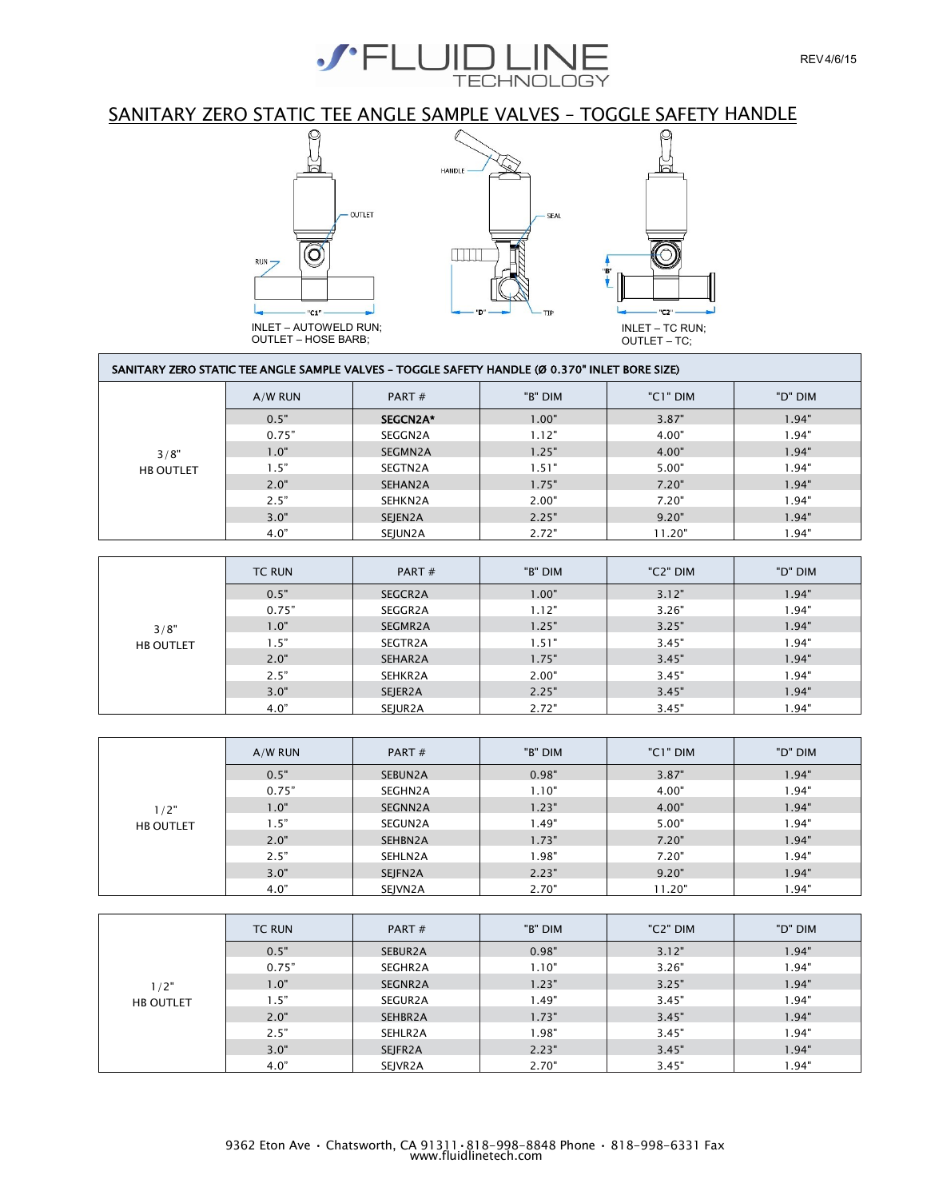# SANITARY ZERO STATIC TEE ANGLE SAMPLE VALVES – TOGGLE SAFETY HANDLE

HANDLE
OUTLET
SEAL
RUN
"B"
"C1"
"D"
TIP
"C2"

INLET – AUTOWELD RUN;
OUTLET – HOSE BARB;

INLET – TC RUN;
OUTLET – TC;

## SANITARY ZERO STATIC TEE ANGLE SAMPLE VALVES – TOGGLE SAFETY HANDLE (Ø 0.370" INLET BORE SIZE)

| | A/W RUN | PART # | "B" DIM | "C1" DIM | "D" DIM |
|---|---|---|---|---|---|
| 3/8" HB OUTLET | 0.5" | **SEGCN2A*** | 1.00" | 3.87" | 1.94" |
| | 0.75" | SEGGN2A | 1.12" | 4.00" | 1.94" |
| | 1.0" | SEGMN2A | 1.25" | 4.00" | 1.94" |
| | 1.5" | SEGTN2A | 1.51" | 5.00" | 1.94" |
| | 2.0" | SEHAN2A | 1.75" | 7.20" | 1.94" |
| | 2.5" | SEHKN2A | 2.00" | 7.20" | 1.94" |
| | 3.0" | SEJEN2A | 2.25" | 9.20" | 1.94" |
| | 4.0" | SEJUN2A | 2.72" | 11.20" | 1.94" |

| | TC RUN | PART # | "B" DIM | "C2" DIM | "D" DIM |
|---|---|---|---|---|---|
| 3/8" HB OUTLET | 0.5" | SEGCR2A | 1.00" | 3.12" | 1.94" |
| | 0.75" | SEGGR2A | 1.12" | 3.26" | 1.94" |
| | 1.0" | SEGMR2A | 1.25" | 3.25" | 1.94" |
| | 1.5" | SEGTR2A | 1.51" | 3.45" | 1.94" |
| | 2.0" | SEHAR2A | 1.75" | 3.45" | 1.94" |
| | 2.5" | SEHKR2A | 2.00" | 3.45" | 1.94" |
| | 3.0" | SEJER2A | 2.25" | 3.45" | 1.94" |
| | 4.0" | SEJUR2A | 2.72" | 3.45" | 1.94" |

| | A/W RUN | PART # | "B" DIM | "C1" DIM | "D" DIM |
|---|---|---|---|---|---|
| 1/2" HB OUTLET | 0.5" | SEBUN2A | 0.98" | 3.87" | 1.94" |
| | 0.75" | SEGHN2A | 1.10" | 4.00" | 1.94" |
| | 1.0" | SEGNN2A | 1.23" | 4.00" | 1.94" |
| | 1.5" | SEGUN2A | 1.49" | 5.00" | 1.94" |
| | 2.0" | SEHBN2A | 1.73" | 7.20" | 1.94" |
| | 2.5" | SEHLN2A | 1.98" | 7.20" | 1.94" |
| | 3.0" | SEJFN2A | 2.23" | 9.20" | 1.94" |
| | 4.0" | SEJVN2A | 2.70" | 11.20" | 1.94" |

| | TC RUN | PART # | "B" DIM | "C2" DIM | "D" DIM |
|---|---|---|---|---|---|
| 1/2" HB OUTLET | 0.5" | SEBUR2A | 0.98" | 3.12" | 1.94" |
| | 0.75" | SEGHR2A | 1.10" | 3.26" | 1.94" |
| | 1.0" | SEGNR2A | 1.23" | 3.25" | 1.94" |
| | 1.5" | SEGUR2A | 1.49" | 3.45" | 1.94" |
| | 2.0" | SEHBR2A | 1.73" | 3.45" | 1.94" |
| | 2.5" | SEHLR2A | 1.98" | 3.45" | 1.94" |
| | 3.0" | SEJFR2A | 2.23" | 3.45" | 1.94" |
| | 4.0" | SEJVR2A | 2.70" | 3.45" | 1.94" |

9362 Eton Ave • Chatsworth, CA 91311 • 818-998-8848 Phone • 818-998-6331 Fax
www.fluidlinetech.com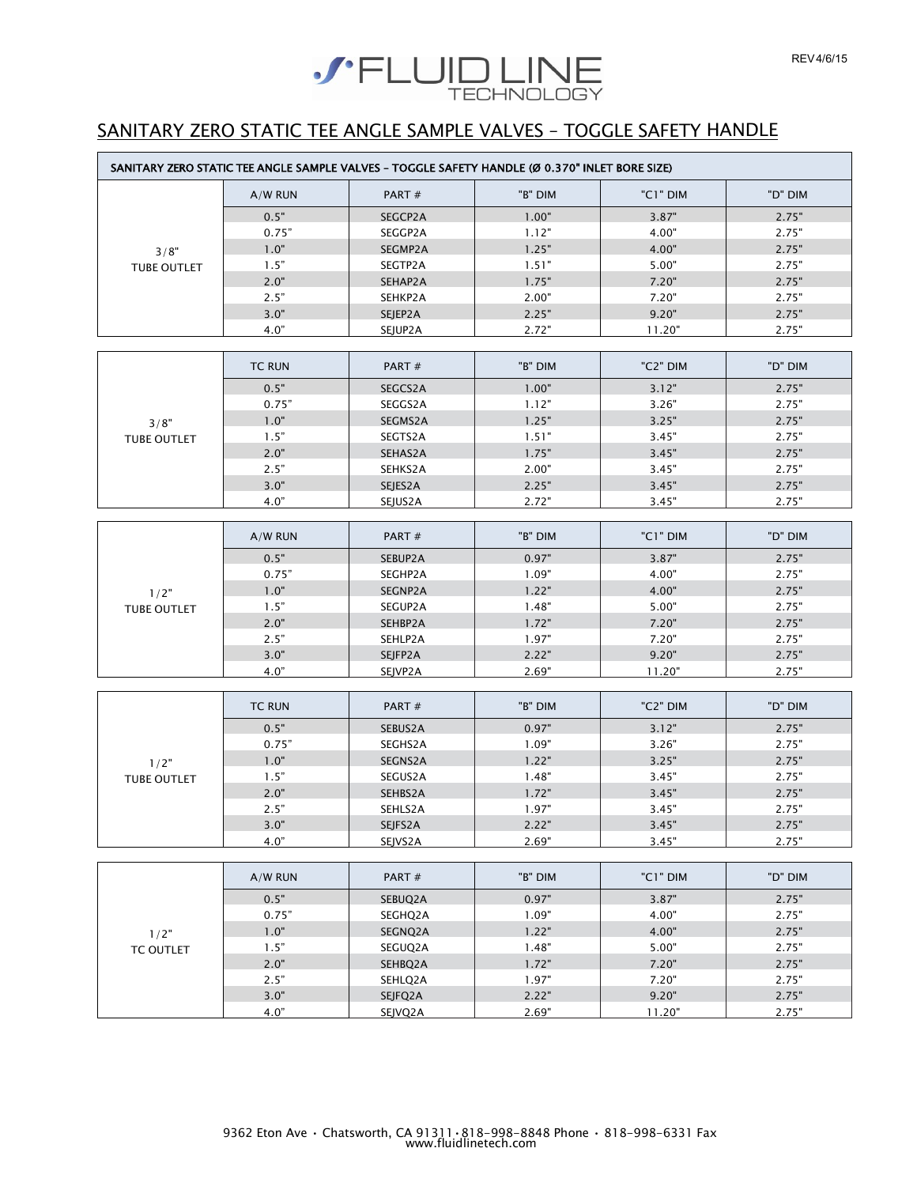# SANITARY ZERO STATIC TEE ANGLE SAMPLE VALVES – TOGGLE SAFETY HANDLE

**SANITARY ZERO STATIC TEE ANGLE SAMPLE VALVES – TOGGLE SAFETY HANDLE (Ø 0.370" INLET BORE SIZE)**

| | A/W RUN | PART # | "B" DIM | "C1" DIM | "D" DIM |
|---|---|---|---|---|---|
| 3/8" TUBE OUTLET | 0.5" | SEGCP2A | 1.00" | 3.87" | 2.75" |
| | 0.75" | SEGGP2A | 1.12" | 4.00" | 2.75" |
| | 1.0" | SEGMP2A | 1.25" | 4.00" | 2.75" |
| | 1.5" | SEGTP2A | 1.51" | 5.00" | 2.75" |
| | 2.0" | SEHAP2A | 1.75" | 7.20" | 2.75" |
| | 2.5" | SEHKP2A | 2.00" | 7.20" | 2.75" |
| | 3.0" | SEJEP2A | 2.25" | 9.20" | 2.75" |
| | 4.0" | SEJUP2A | 2.72" | 11.20" | 2.75" |

| | TC RUN | PART # | "B" DIM | "C2" DIM | "D" DIM |
|---|---|---|---|---|---|
| 3/8" TUBE OUTLET | 0.5" | SEGCS2A | 1.00" | 3.12" | 2.75" |
| | 0.75" | SEGGS2A | 1.12" | 3.26" | 2.75" |
| | 1.0" | SEGMS2A | 1.25" | 3.25" | 2.75" |
| | 1.5" | SEGTS2A | 1.51" | 3.45" | 2.75" |
| | 2.0" | SEHAS2A | 1.75" | 3.45" | 2.75" |
| | 2.5" | SEHKS2A | 2.00" | 3.45" | 2.75" |
| | 3.0" | SEJES2A | 2.25" | 3.45" | 2.75" |
| | 4.0" | SEJUS2A | 2.72" | 3.45" | 2.75" |

| | A/W RUN | PART # | "B" DIM | "C1" DIM | "D" DIM |
|---|---|---|---|---|---|
| 1/2" TUBE OUTLET | 0.5" | SEBUP2A | 0.97" | 3.87" | 2.75" |
| | 0.75" | SEGHP2A | 1.09" | 4.00" | 2.75" |
| | 1.0" | SEGNP2A | 1.22" | 4.00" | 2.75" |
| | 1.5" | SEGUP2A | 1.48" | 5.00" | 2.75" |
| | 2.0" | SEHBP2A | 1.72" | 7.20" | 2.75" |
| | 2.5" | SEHLP2A | 1.97" | 7.20" | 2.75" |
| | 3.0" | SEJFP2A | 2.22" | 9.20" | 2.75" |
| | 4.0" | SEJVP2A | 2.69" | 11.20" | 2.75" |

| | TC RUN | PART # | "B" DIM | "C2" DIM | "D" DIM |
|---|---|---|---|---|---|
| 1/2" TUBE OUTLET | 0.5" | SEBUS2A | 0.97" | 3.12" | 2.75" |
| | 0.75" | SEGHS2A | 1.09" | 3.26" | 2.75" |
| | 1.0" | SEGNS2A | 1.22" | 3.25" | 2.75" |
| | 1.5" | SEGUS2A | 1.48" | 3.45" | 2.75" |
| | 2.0" | SEHBS2A | 1.72" | 3.45" | 2.75" |
| | 2.5" | SEHLS2A | 1.97" | 3.45" | 2.75" |
| | 3.0" | SEJFS2A | 2.22" | 3.45" | 2.75" |
| | 4.0" | SEJVS2A | 2.69" | 3.45" | 2.75" |

| | A/W RUN | PART # | "B" DIM | "C1" DIM | "D" DIM |
|---|---|---|---|---|---|
| 1/2" TC OUTLET | 0.5" | SEBUQ2A | 0.97" | 3.87" | 2.75" |
| | 0.75" | SEGHQ2A | 1.09" | 4.00" | 2.75" |
| | 1.0" | SEGNQ2A | 1.22" | 4.00" | 2.75" |
| | 1.5" | SEGUQ2A | 1.48" | 5.00" | 2.75" |
| | 2.0" | SEHBQ2A | 1.72" | 7.20" | 2.75" |
| | 2.5" | SEHLQ2A | 1.97" | 7.20" | 2.75" |
| | 3.0" | SEJFQ2A | 2.22" | 9.20" | 2.75" |
| | 4.0" | SEJVQ2A | 2.69" | 11.20" | 2.75" |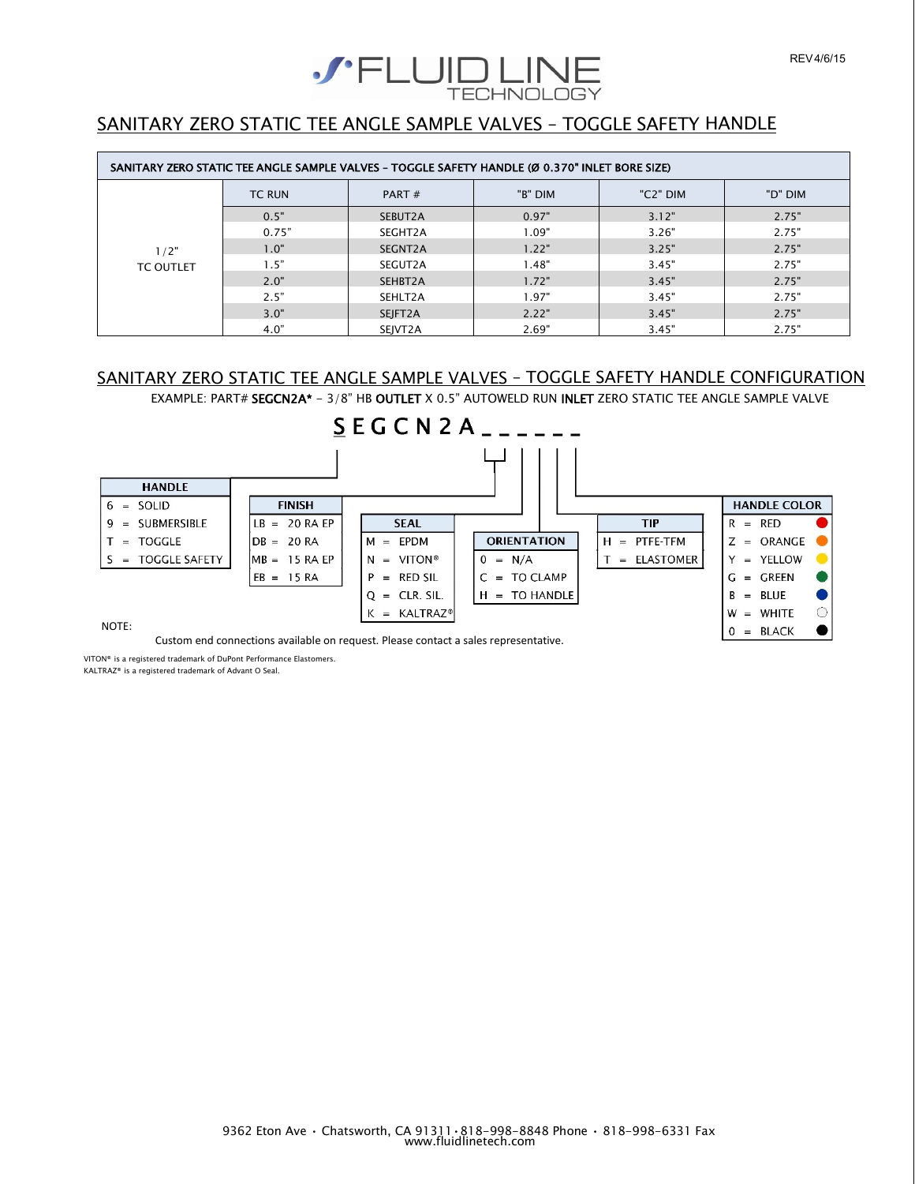# FLUID LINE TECHNOLOGY

REV 4/6/15

## SANITARY ZERO STATIC TEE ANGLE SAMPLE VALVES – TOGGLE SAFETY HANDLE

| SANITARY ZERO STATIC TEE ANGLE SAMPLE VALVES – TOGGLE SAFETY HANDLE (Ø 0.370" INLET BORE SIZE) | | | | | |
|---|---|---|---|---|---|
| | TC RUN | PART # | "B" DIM | "C2" DIM | "D" DIM |
| 1/2" TC OUTLET | 0.5" | SEBUT2A | 0.97" | 3.12" | 2.75" |
| | 0.75" | SEGHT2A | 1.09" | 3.26" | 2.75" |
| | 1.0" | SEGNT2A | 1.22" | 3.25" | 2.75" |
| | 1.5" | SEGUT2A | 1.48" | 3.45" | 2.75" |
| | 2.0" | SEHBT2A | 1.72" | 3.45" | 2.75" |
| | 2.5" | SEHLT2A | 1.97" | 3.45" | 2.75" |
| | 3.0" | SEJFT2A | 2.22" | 3.45" | 2.75" |
| | 4.0" | SEJVT2A | 2.69" | 3.45" | 2.75" |

## SANITARY ZERO STATIC TEE ANGLE SAMPLE VALVES – TOGGLE SAFETY HANDLE CONFIGURATION

EXAMPLE: PART# **SEGCN2A*** – 3/8" HB **OUTLET** X 0.5" AUTOWELD RUN **INLET** ZERO STATIC TEE ANGLE SAMPLE VALVE

**S E G C N 2 A _ _ _ _ _ _**

| HANDLE | |
|---|---|
| 6 | SOLID |
| 9 | SUBMERSIBLE |
| T | TOGGLE |
| S | TOGGLE SAFETY |

| FINISH | |
|---|---|
| LB | 20 RA EP |
| DB | 20 RA |
| MB | 15 RA EP |
| EB | 15 RA |

| SEAL | |
|---|---|
| M | EPDM |
| N | VITON® |
| P | RED SIL |
| Q | CLR. SIL. |
| K | KALTRAZ® |

| ORIENTATION | |
|---|---|
| 0 | N/A |
| C | TO CLAMP |
| H | TO HANDLE |

| TIP | |
|---|---|
| H | PTFE-TFM |
| T | ELASTOMER |

| HANDLE COLOR | |
|---|---|
| R | RED |
| Z | ORANGE |
| Y | YELLOW |
| G | GREEN |
| B | BLUE |
| W | WHITE |
| 0 | BLACK |

NOTE:

Custom end connections available on request. Please contact a sales representative.

VITON® is a registered trademark of DuPont Performance Elastomers.
KALTRAZ® is a registered trademark of Advant O Seal.

9362 Eton Ave • Chatsworth, CA 91311 • 818-998-8848 Phone • 818-998-6331 Fax
www.fluidlinetech.com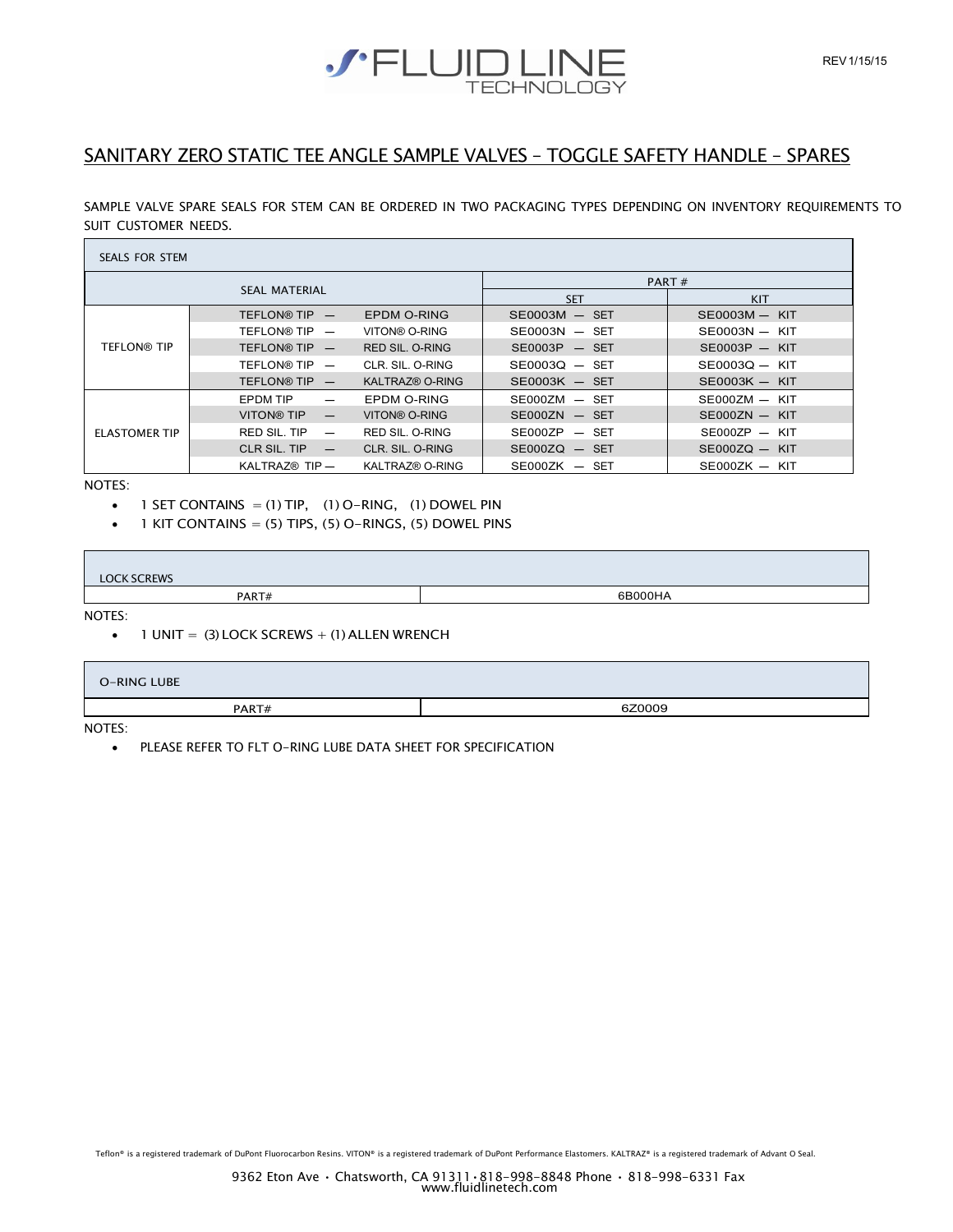## SANITARY ZERO STATIC TEE ANGLE SAMPLE VALVES – TOGGLE SAFETY HANDLE – SPARES

SAMPLE VALVE SPARE SEALS FOR STEM CAN BE ORDERED IN TWO PACKAGING TYPES DEPENDING ON INVENTORY REQUIREMENTS TO SUIT CUSTOMER NEEDS.

| SEALS FOR STEM | | | | |
|---|---|---|---|---|
| SEAL MATERIAL | | | PART # | |
| | | | SET | KIT |
| TEFLON® TIP | TEFLON® TIP — | EPDM O-RING | SE0003M — SET | SE0003M — KIT |
| | TEFLON® TIP — | VITON® O-RING | SE0003N — SET | SE0003N — KIT |
| | TEFLON® TIP — | RED SIL. O-RING | SE0003P — SET | SE0003P — KIT |
| | TEFLON® TIP — | CLR. SIL. O-RING | SE0003Q — SET | SE0003Q — KIT |
| | TEFLON® TIP — | KALTRAZ® O-RING | SE0003K — SET | SE0003K — KIT |
| ELASTOMER TIP | EPDM TIP — | EPDM O-RING | SE000ZM — SET | SE000ZM — KIT |
| | VITON® TIP — | VITON® O-RING | SE000ZN — SET | SE000ZN — KIT |
| | RED SIL. TIP — | RED SIL. O-RING | SE000ZP — SET | SE000ZP — KIT |
| | CLR SIL. TIP — | CLR. SIL. O-RING | SE000ZQ — SET | SE000ZQ — KIT |
| | KALTRAZ® TIP — | KALTRAZ® O-RING | SE000ZK — SET | SE000ZK — KIT |

NOTES:

- 1 SET CONTAINS = (1) TIP, (1) O-RING, (1) DOWEL PIN
- 1 KIT CONTAINS = (5) TIPS, (5) O-RINGS, (5) DOWEL PINS

| LOCK SCREWS | |
|---|---|
| PART# | 6B000HA |

NOTES:

- 1 UNIT = (3) LOCK SCREWS + (1) ALLEN WRENCH

| O-RING LUBE | |
|---|---|
| PART# | 6Z0009 |

NOTES:

- PLEASE REFER TO FLT O-RING LUBE DATA SHEET FOR SPECIFICATION

Teflon® is a registered trademark of DuPont Fluorocarbon Resins. VITON® is a registered trademark of DuPont Performance Elastomers. KALTRAZ® is a registered trademark of Advant O Seal.

9362 Eton Ave • Chatsworth, CA 91311 • 818-998-8848 Phone • 818-998-6331 Fax
www.fluidlinetech.com